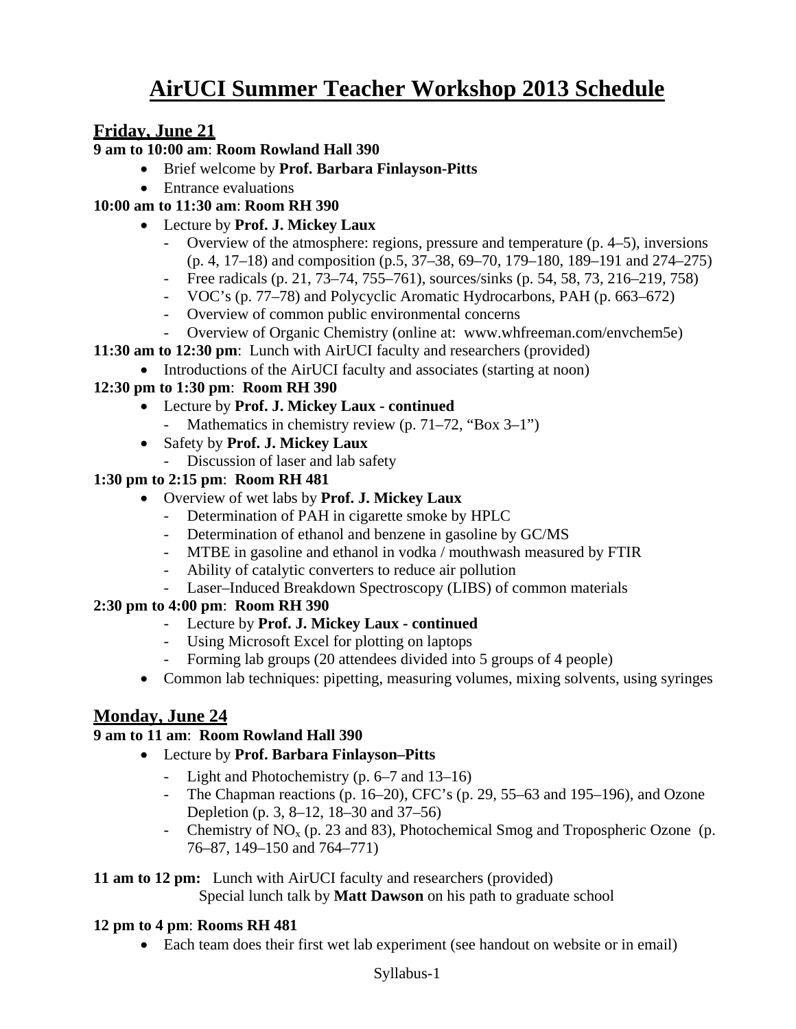# AirUCI Summer Teacher Workshop 2013 Schedule

## Friday, June 21

**9 am to 10:00 am**: **Room Rowland Hall 390**

- Brief welcome by **Prof. Barbara Finlayson-Pitts**
- Entrance evaluations

**10:00 am to 11:30 am**: **Room RH 390**

- Lecture by **Prof. J. Mickey Laux**
  - Overview of the atmosphere: regions, pressure and temperature (p. 4–5), inversions (p. 4, 17–18) and composition (p.5, 37–38, 69–70, 179–180, 189–191 and 274–275)
  - Free radicals (p. 21, 73–74, 755–761), sources/sinks (p. 54, 58, 73, 216–219, 758)
  - VOC's (p. 77–78) and Polycyclic Aromatic Hydrocarbons, PAH (p. 663–672)
  - Overview of common public environmental concerns
  - Overview of Organic Chemistry (online at: www.whfreeman.com/envchem5e)

**11:30 am to 12:30 pm**: Lunch with AirUCI faculty and researchers (provided)

- Introductions of the AirUCI faculty and associates (starting at noon)

**12:30 pm to 1:30 pm**: **Room RH 390**

- Lecture by **Prof. J. Mickey Laux - continued**
  - Mathematics in chemistry review (p. 71–72, "Box 3–1")
- Safety by **Prof. J. Mickey Laux**
  - Discussion of laser and lab safety

**1:30 pm to 2:15 pm**: **Room RH 481**

- Overview of wet labs by **Prof. J. Mickey Laux**
  - Determination of PAH in cigarette smoke by HPLC
  - Determination of ethanol and benzene in gasoline by GC/MS
  - MTBE in gasoline and ethanol in vodka / mouthwash measured by FTIR
  - Ability of catalytic converters to reduce air pollution
  - Laser–Induced Breakdown Spectroscopy (LIBS) of common materials

**2:30 pm to 4:00 pm**: **Room RH 390**

- Lecture by **Prof. J. Mickey Laux - continued**
- Using Microsoft Excel for plotting on laptops
- Forming lab groups (20 attendees divided into 5 groups of 4 people)
- Common lab techniques: pipetting, measuring volumes, mixing solvents, using syringes

## Monday, June 24

**9 am to 11 am**: **Room Rowland Hall 390**

- Lecture by **Prof. Barbara Finlayson–Pitts**
  - Light and Photochemistry (p. 6–7 and 13–16)
  - The Chapman reactions (p. 16–20), CFC's (p. 29, 55–63 and 195–196), and Ozone Depletion (p. 3, 8–12, 18–30 and 37–56)
  - Chemistry of $NO_x$ (p. 23 and 83), Photochemical Smog and Tropospheric Ozone (p. 76–87, 149–150 and 764–771)

**11 am to 12 pm:** Lunch with AirUCI faculty and researchers (provided)
Special lunch talk by **Matt Dawson** on his path to graduate school

**12 pm to 4 pm**: **Rooms RH 481**

- Each team does their first wet lab experiment (see handout on website or in email)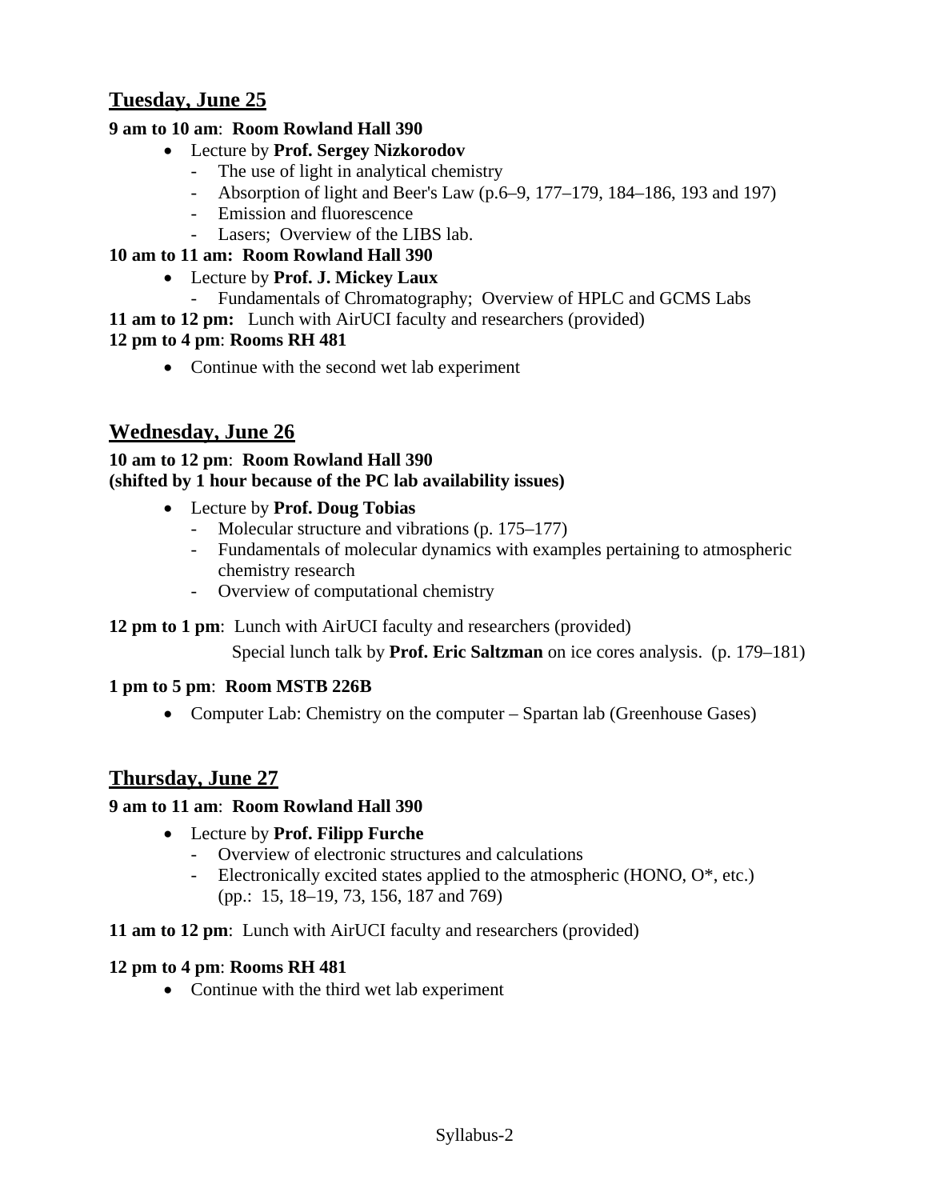## Tuesday, June 25

**9 am to 10 am**: **Room Rowland Hall 390**

- Lecture by **Prof. Sergey Nizkorodov**
  - The use of light in analytical chemistry
  - Absorption of light and Beer's Law (p.6–9, 177–179, 184–186, 193 and 197)
  - Emission and fluorescence
  - Lasers; Overview of the LIBS lab.

**10 am to 11 am: Room Rowland Hall 390**

- Lecture by **Prof. J. Mickey Laux**
  - Fundamentals of Chromatography; Overview of HPLC and GCMS Labs

**11 am to 12 pm:** Lunch with AirUCI faculty and researchers (provided)

**12 pm to 4 pm**: **Rooms RH 481**

- Continue with the second wet lab experiment

## Wednesday, June 26

**10 am to 12 pm**: **Room Rowland Hall 390**
**(shifted by 1 hour because of the PC lab availability issues)**

- Lecture by **Prof. Doug Tobias**
  - Molecular structure and vibrations (p. 175–177)
  - Fundamentals of molecular dynamics with examples pertaining to atmospheric chemistry research
  - Overview of computational chemistry

**12 pm to 1 pm**: Lunch with AirUCI faculty and researchers (provided)

Special lunch talk by **Prof. Eric Saltzman** on ice cores analysis. (p. 179–181)

**1 pm to 5 pm**: **Room MSTB 226B**

- Computer Lab: Chemistry on the computer – Spartan lab (Greenhouse Gases)

## Thursday, June 27

**9 am to 11 am**: **Room Rowland Hall 390**

- Lecture by **Prof. Filipp Furche**
  - Overview of electronic structures and calculations
  - Electronically excited states applied to the atmospheric (HONO, O*, etc.) (pp.: 15, 18–19, 73, 156, 187 and 769)

**11 am to 12 pm**: Lunch with AirUCI faculty and researchers (provided)

**12 pm to 4 pm**: **Rooms RH 481**

- Continue with the third wet lab experiment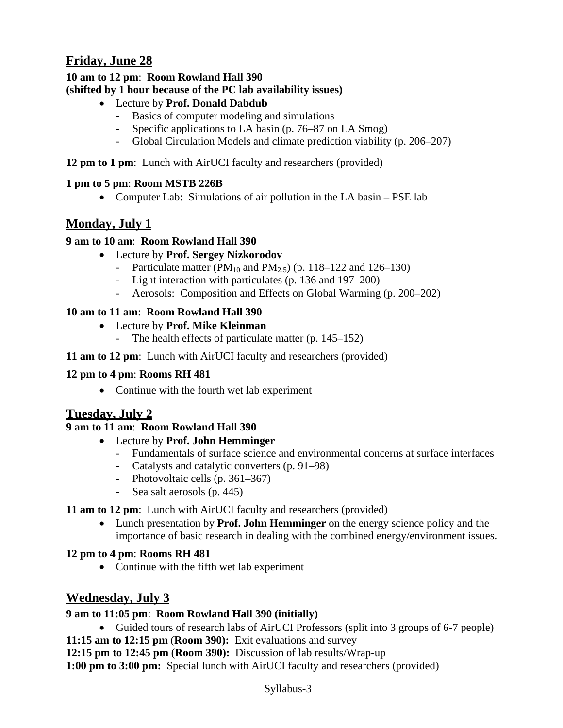## Friday, June 28

**10 am to 12 pm**: **Room Rowland Hall 390**
**(shifted by 1 hour because of the PC lab availability issues)**

- Lecture by **Prof. Donald Dabdub**
  - Basics of computer modeling and simulations
  - Specific applications to LA basin (p. 76–87 on LA Smog)
  - Global Circulation Models and climate prediction viability (p. 206–207)

**12 pm to 1 pm**: Lunch with AirUCI faculty and researchers (provided)

**1 pm to 5 pm**: **Room MSTB 226B**

- Computer Lab: Simulations of air pollution in the LA basin – PSE lab

## Monday, July 1

**9 am to 10 am**: **Room Rowland Hall 390**

- Lecture by **Prof. Sergey Nizkorodov**
  - Particulate matter ($PM_{10}$ and $PM_{2.5}$) (p. 118–122 and 126–130)
  - Light interaction with particulates (p. 136 and 197–200)
  - Aerosols: Composition and Effects on Global Warming (p. 200–202)

**10 am to 11 am**: **Room Rowland Hall 390**

- Lecture by **Prof. Mike Kleinman**
  - The health effects of particulate matter (p. 145–152)

**11 am to 12 pm**: Lunch with AirUCI faculty and researchers (provided)

**12 pm to 4 pm**: **Rooms RH 481**

- Continue with the fourth wet lab experiment

## Tuesday, July 2

**9 am to 11 am**: **Room Rowland Hall 390**

- Lecture by **Prof. John Hemminger**
  - Fundamentals of surface science and environmental concerns at surface interfaces
  - Catalysts and catalytic converters (p. 91–98)
  - Photovoltaic cells (p. 361–367)
  - Sea salt aerosols (p. 445)

**11 am to 12 pm**: Lunch with AirUCI faculty and researchers (provided)

- Lunch presentation by **Prof. John Hemminger** on the energy science policy and the importance of basic research in dealing with the combined energy/environment issues.

**12 pm to 4 pm**: **Rooms RH 481**

- Continue with the fifth wet lab experiment

## Wednesday, July 3

**9 am to 11:05 pm**: **Room Rowland Hall 390 (initially)**

- Guided tours of research labs of AirUCI Professors (split into 3 groups of 6-7 people)

**11:15 am to 12:15 pm** (**Room 390):** Exit evaluations and survey
**12:15 pm to 12:45 pm** (**Room 390):** Discussion of lab results/Wrap-up
**1:00 pm to 3:00 pm:** Special lunch with AirUCI faculty and researchers (provided)